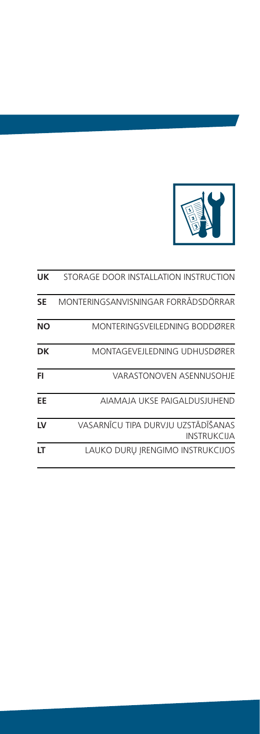| | |
|---|---|
| **UK** | STORAGE DOOR INSTALLATION INSTRUCTION |
| **SE** | MONTERINGSANVISNINGAR FORRÅDSDÖRRAR |
| **NO** | MONTERINGSVEILEDNING BODDØRER |
| **DK** | MONTAGEVEJLEDNING UDHUSDØRER |
| **FI** | VARASTONOVEN ASENNUSOHJE |
| **EE** | AIAMAJA UKSE PAIGALDUSJUHEND |
| **LV** | VASARNĪCU TIPA DURVJU UZSTĀDĪŠANAS INSTRUKCIJA |
| **LT** | LAUKO DURŲ ĮRENGIMO INSTRUKCIJOS |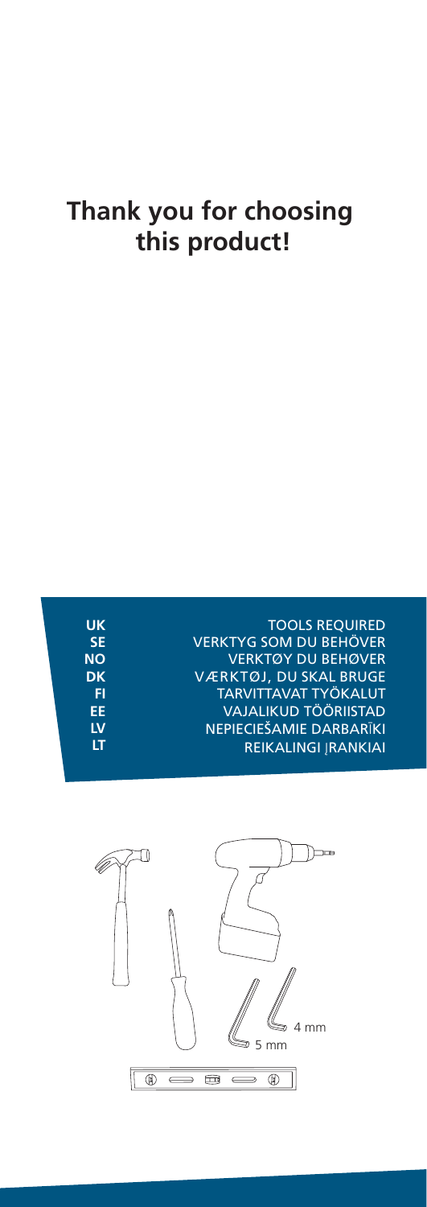# Thank you for choosing this product!

| | |
|---|---|
| UK | TOOLS REQUIRED |
| SE | VERKTYG SOM DU BEHÖVER |
| NO | VERKTØY DU BEHØVER |
| DK | VÆRKTØJ, DU SKAL BRUGE |
| FI | TARVITTAVAT TYÖKALUT |
| EE | VAJALIKUD TÖÖRIISTAD |
| LV | NEPIECIEŠAMIE DARBARĪKI |
| LT | REIKALINGI ĮRANKIAI |

4 mm

5 mm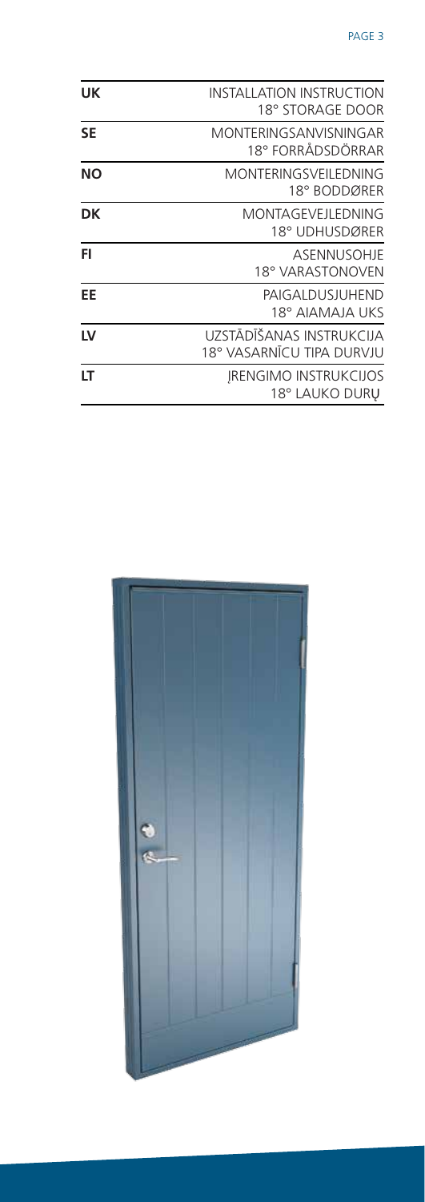| | |
|---|---|
| **UK** | INSTALLATION INSTRUCTION<br>18° STORAGE DOOR |
| **SE** | MONTERINGSANVISNINGAR<br>18° FORRÅDSDÖRRAR |
| **NO** | MONTERINGSVEILEDNING<br>18° BODDØRER |
| **DK** | MONTAGEVEJLEDNING<br>18° UDHUSDØRER |
| **FI** | ASENNUSOHJE<br>18° VARASTONOVEN |
| **EE** | PAIGALDUSJUHEND<br>18° AIAMAJA UKS |
| **LV** | UZSTĀDĪŠANAS INSTRUKCIJA<br>18° VASARNĪCU TIPA DURVJU |
| **LT** | ĮRENGIMO INSTRUKCIJOS<br>18° LAUKO DURŲ |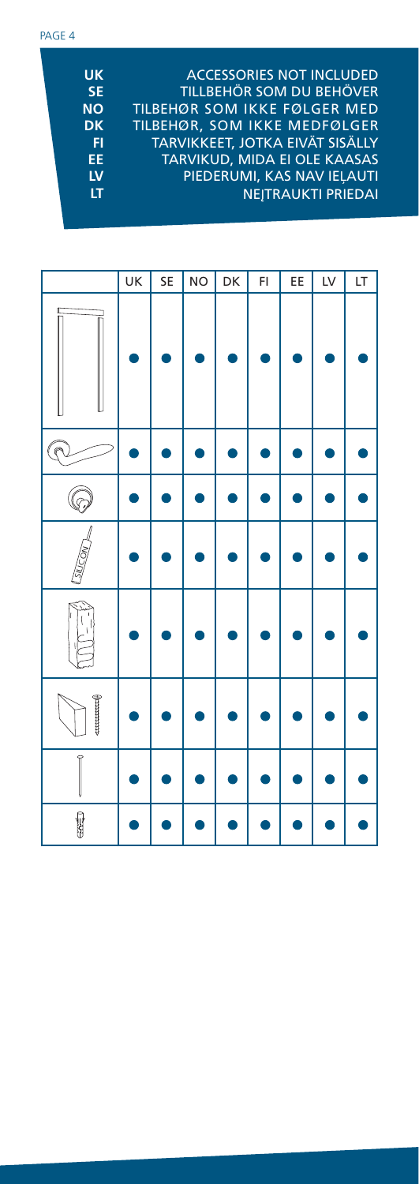| | |
|---|---|
| **UK** | ACCESSORIES NOT INCLUDED |
| **SE** | TILLBEHÖR SOM DU BEHÖVER |
| **NO** | TILBEHØR SOM IKKE FØLGER MED |
| **DK** | TILBEHØR, SOM IKKE MEDFØLGER |
| **FI** | TARVIKKEET, JOTKA EIVÄT SISÄLLY |
| **EE** | TARVIKUD, MIDA EI OLE KAASAS |
| **LV** | PIEDERUMI, KAS NAV IEĻAUTI |
| **LT** | NEĮTRAUKTI PRIEDAI |

| | UK | SE | NO | DK | FI | EE | LV | LT |
|---|---|---|---|---|---|---|---|---|
| | ● | ● | ● | ● | ● | ● | ● | ● |
| | ● | ● | ● | ● | ● | ● | ● | ● |
| | ● | ● | ● | ● | ● | ● | ● | ● |
| SILICON | ● | ● | ● | ● | ● | ● | ● | ● |
| | ● | ● | ● | ● | ● | ● | ● | ● |
| | ● | ● | ● | ● | ● | ● | ● | ● |
| | ● | ● | ● | ● | ● | ● | ● | ● |
| | ● | ● | ● | ● | ● | ● | ● | ● |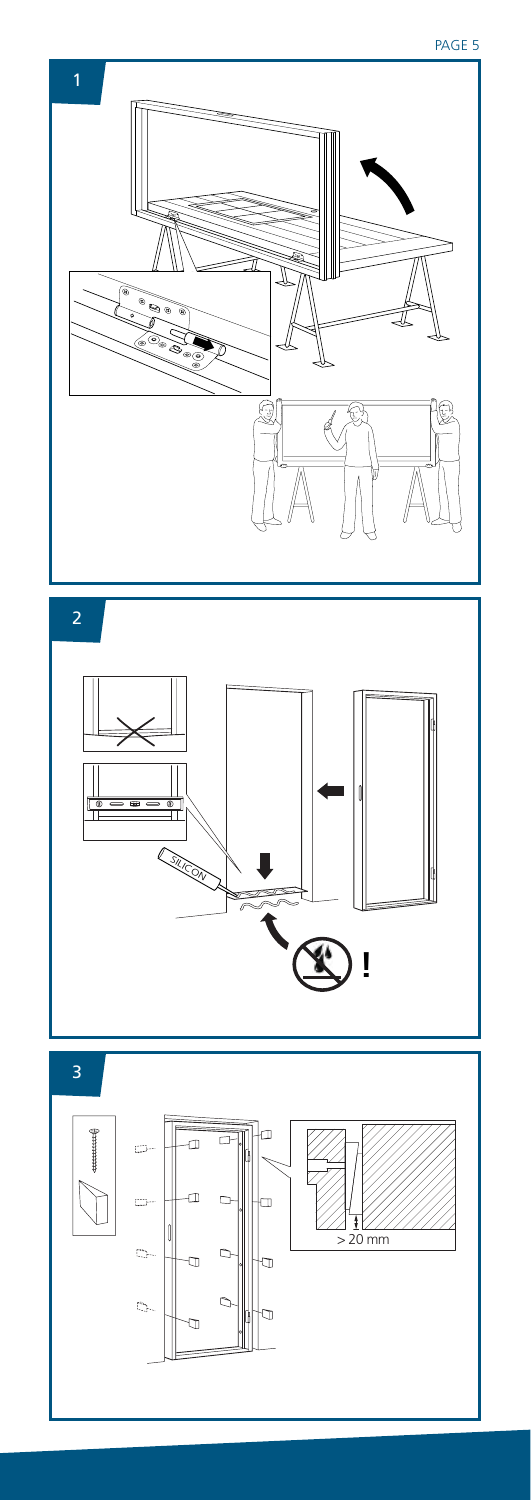1

2

SILICON

!

3

> 20 mm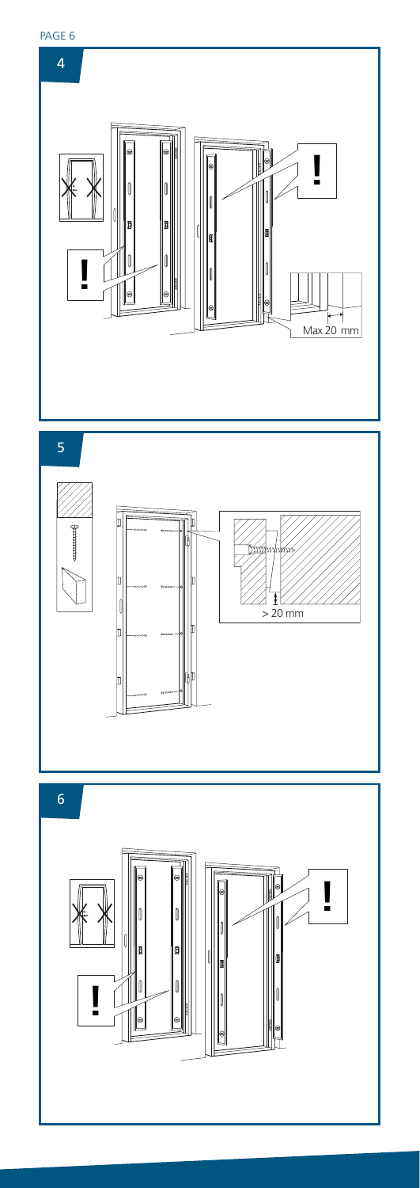4

Max 20 mm

5

> 20 mm

6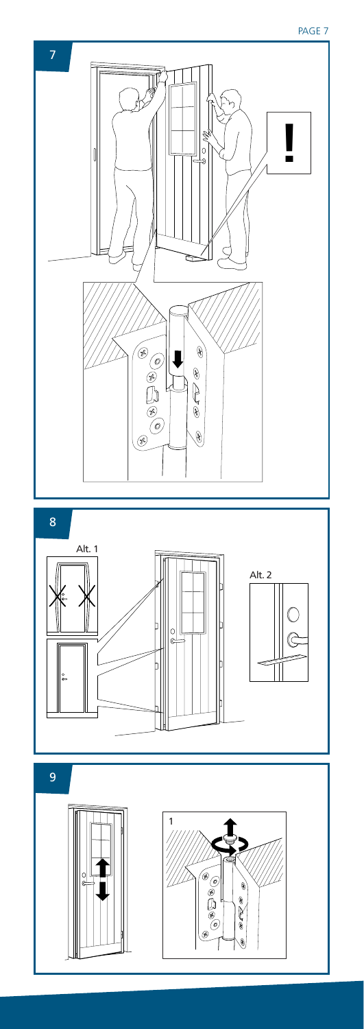7

!

8

Alt. 1

Alt. 2

9

1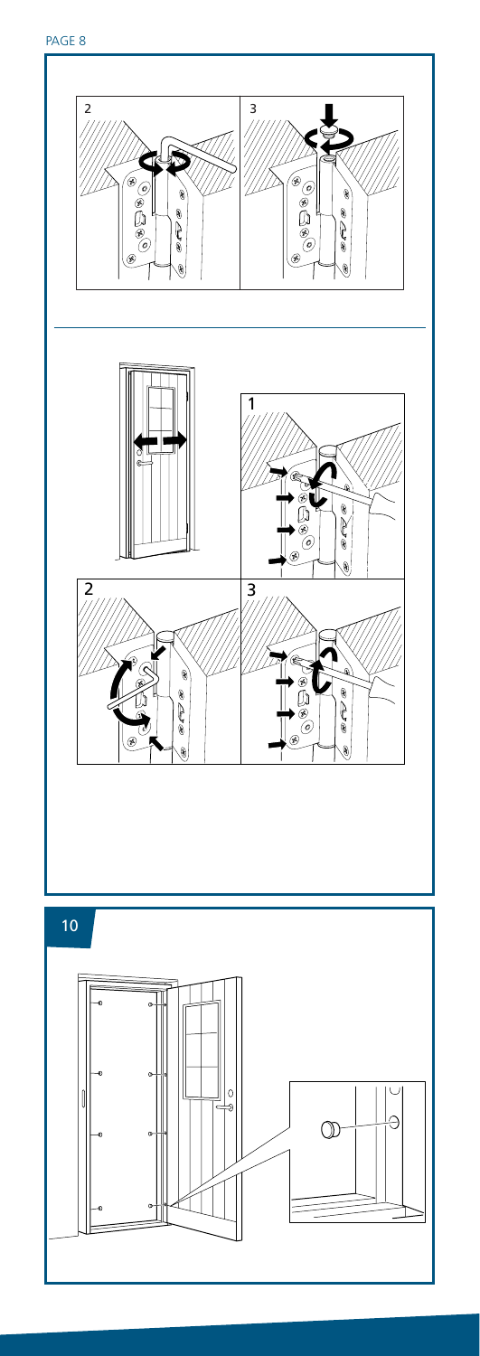2

3

1

2

3

## 10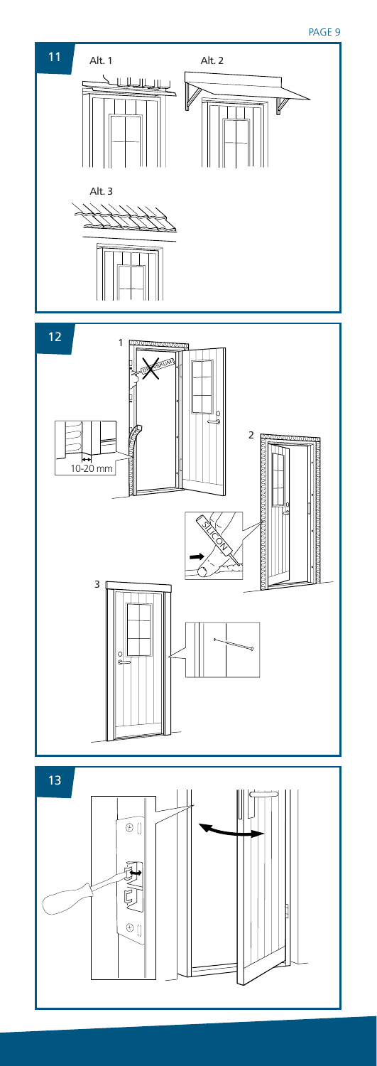11

Alt. 1

Alt. 2

Alt. 3

12

1

DRIVSKUM

10-20 mm

2

SILICON

3

13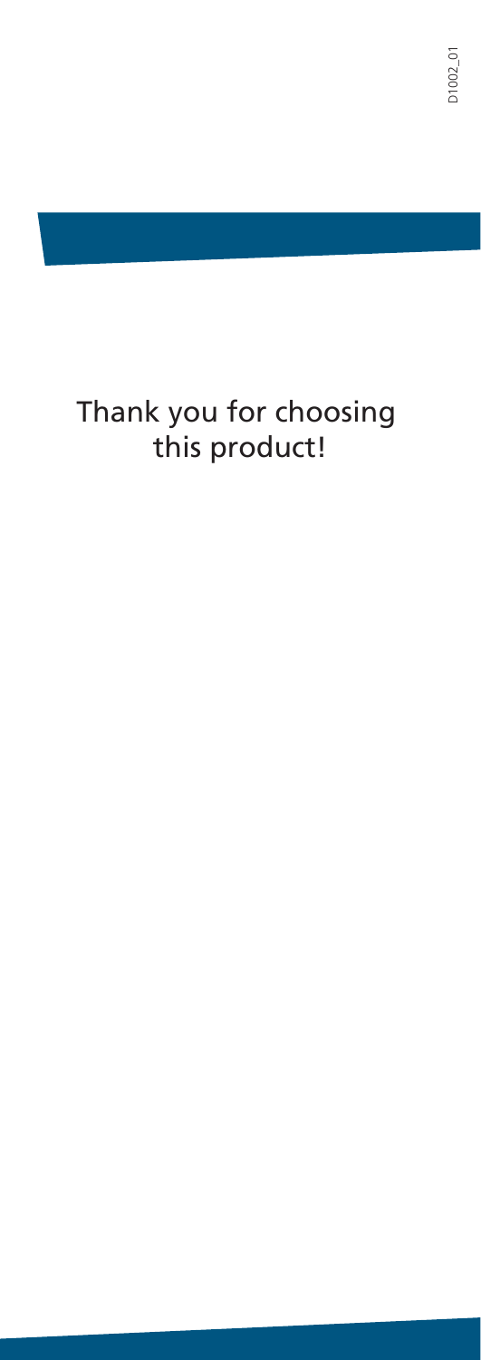D1002_01

Thank you for choosing this product!